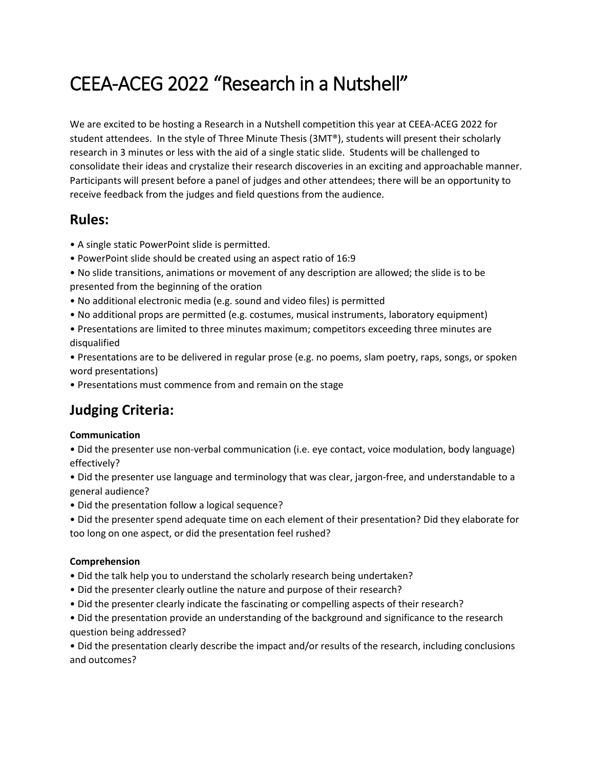# CEEA-ACEG 2022 "Research in a Nutshell"

We are excited to be hosting a Research in a Nutshell competition this year at CEEA-ACEG 2022 for student attendees. In the style of Three Minute Thesis (3MT®), students will present their scholarly research in 3 minutes or less with the aid of a single static slide. Students will be challenged to consolidate their ideas and crystalize their research discoveries in an exciting and approachable manner. Participants will present before a panel of judges and other attendees; there will be an opportunity to receive feedback from the judges and field questions from the audience.

## Rules:

- A single static PowerPoint slide is permitted.
- PowerPoint slide should be created using an aspect ratio of 16:9
- No slide transitions, animations or movement of any description are allowed; the slide is to be presented from the beginning of the oration
- No additional electronic media (e.g. sound and video files) is permitted
- No additional props are permitted (e.g. costumes, musical instruments, laboratory equipment)
- Presentations are limited to three minutes maximum; competitors exceeding three minutes are disqualified
- Presentations are to be delivered in regular prose (e.g. no poems, slam poetry, raps, songs, or spoken word presentations)
- Presentations must commence from and remain on the stage

## Judging Criteria:

**Communication**

- Did the presenter use non-verbal communication (i.e. eye contact, voice modulation, body language) effectively?
- Did the presenter use language and terminology that was clear, jargon-free, and understandable to a general audience?
- Did the presentation follow a logical sequence?
- Did the presenter spend adequate time on each element of their presentation? Did they elaborate for too long on one aspect, or did the presentation feel rushed?

**Comprehension**

- Did the talk help you to understand the scholarly research being undertaken?
- Did the presenter clearly outline the nature and purpose of their research?
- Did the presenter clearly indicate the fascinating or compelling aspects of their research?
- Did the presentation provide an understanding of the background and significance to the research question being addressed?
- Did the presentation clearly describe the impact and/or results of the research, including conclusions and outcomes?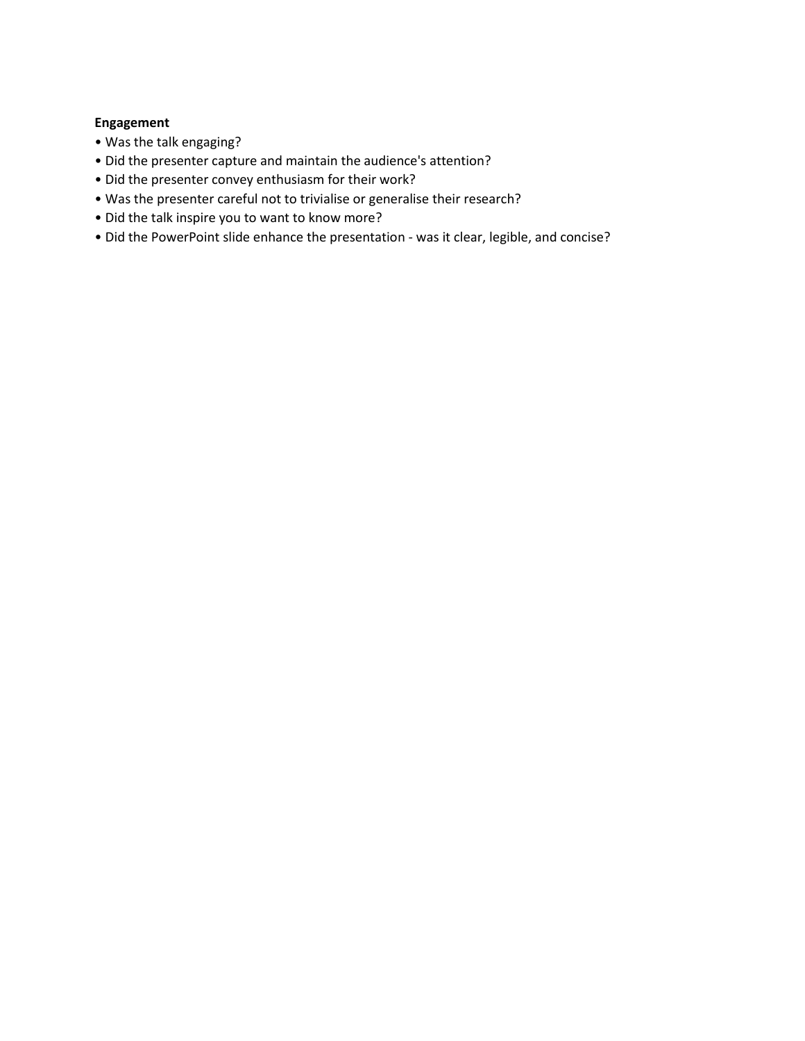**Engagement**

- Was the talk engaging?
- Did the presenter capture and maintain the audience's attention?
- Did the presenter convey enthusiasm for their work?
- Was the presenter careful not to trivialise or generalise their research?
- Did the talk inspire you to want to know more?
- Did the PowerPoint slide enhance the presentation - was it clear, legible, and concise?